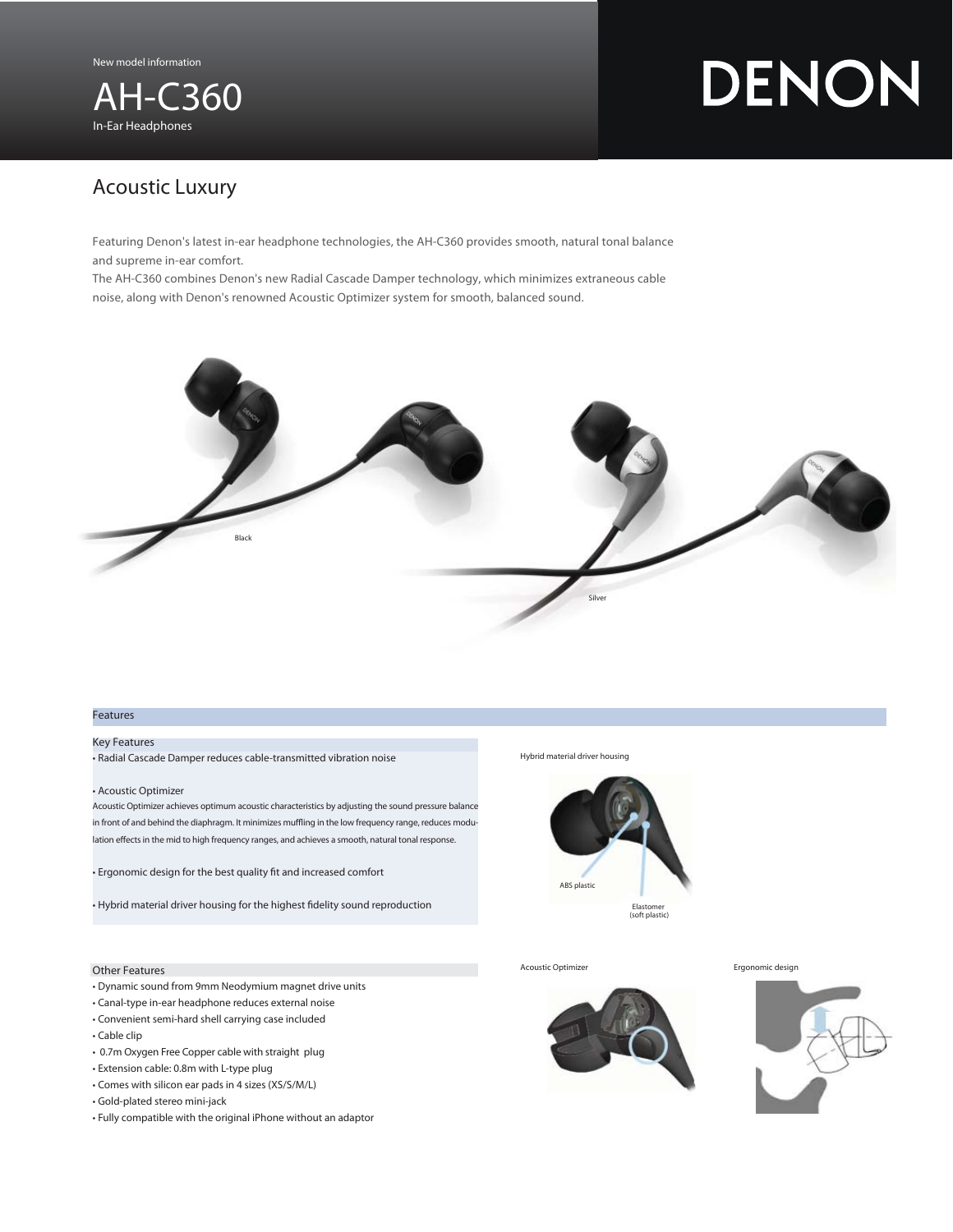New model information

# AH-C360

In-Ear Headphones

DENON

## Acoustic Luxury

Featuring Denon's latest in-ear headphone technologies, the AH-C360 provides smooth, natural tonal balance and supreme in-ear comfort.
The AH-C360 combines Denon's new Radial Cascade Damper technology, which minimizes extraneous cable noise, along with Denon's renowned Acoustic Optimizer system for smooth, balanced sound.

Black

Silver

## Features

### Key Features

- Radial Cascade Damper reduces cable-transmitted vibration noise
- Acoustic Optimizer
  Acoustic Optimizer achieves optimum acoustic characteristics by adjusting the sound pressure balance in front of and behind the diaphragm. It minimizes muffling in the low frequency range, reduces modulation effects in the mid to high frequency ranges, and achieves a smooth, natural tonal response.
- Ergonomic design for the best quality fit and increased comfort
- Hybrid material driver housing for the highest fidelity sound reproduction

Hybrid material driver housing

ABS plastic

Elastomer (soft plastic)

### Other Features

- Dynamic sound from 9mm Neodymium magnet drive units
- Canal-type in-ear headphone reduces external noise
- Convenient semi-hard shell carrying case included
- Cable clip
- 0.7m Oxygen Free Copper cable with straight plug
- Extension cable: 0.8m with L-type plug
- Comes with silicon ear pads in 4 sizes (XS/S/M/L)
- Gold-plated stereo mini-jack
- Fully compatible with the original iPhone without an adaptor

Acoustic Optimizer

Ergonomic design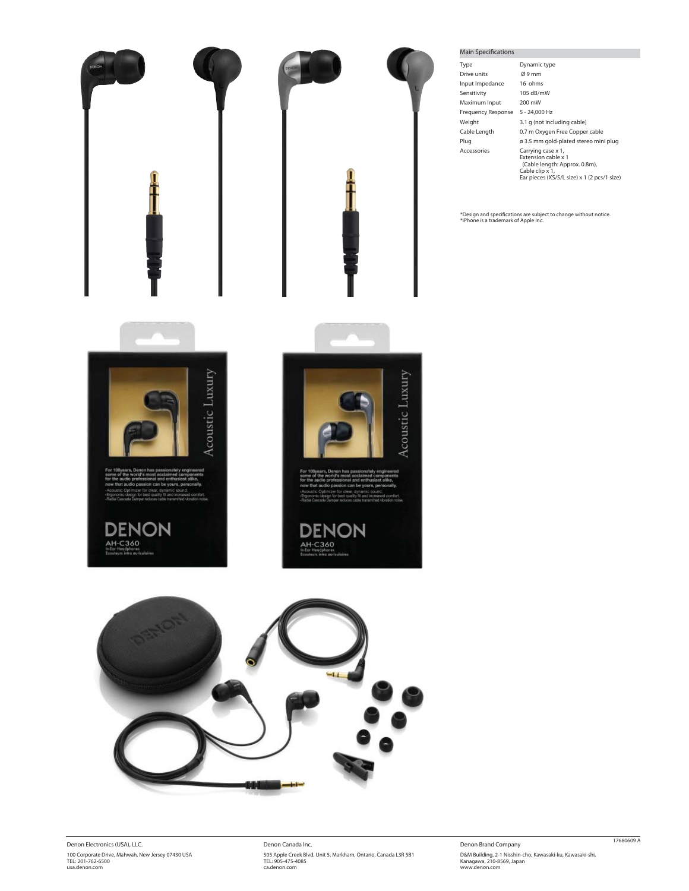## Main Specifications

| | |
|---|---|
| Type | Dynamic type |
| Drive units | Ø 9 mm |
| Input Impedance | 16 ohms |
| Sensitivity | 105 dB/mW |
| Maximum Input | 200 mW |
| Frequency Response | 5 - 24,000 Hz |
| Weight | 3.1 g (not including cable) |
| Cable Length | 0.7 m Oxygen Free Copper cable |
| Plug | ø 3.5 mm gold-plated stereo mini plug |
| Accessories | Carrying case x 1, Extension cable x 1 (Cable length: Approx. 0.8m), Cable clip x 1, Ear pieces (XS/S/L size) x 1 (2 pcs/1 size) |

*Design and specifications are subject to change without notice.
*iPhone is a trademark of Apple Inc.

Denon Electronics (USA), LLC.
100 Corporate Drive, Mahwah, New Jersey 07430 USA
TEL: 201-762-6500
usa.denon.com

Denon Canada Inc.
505 Apple Creek Blvd, Unit 5, Markham, Ontario, Canada L3R 5B1
TEL: 905-475-4085
ca.denon.com

Denon Brand Company
D&M Building, 2-1 Nisshin-cho, Kawasaki-ku, Kawasaki-shi,
Kanagawa, 210-8569, Japan
www.denon.com

17680609 A